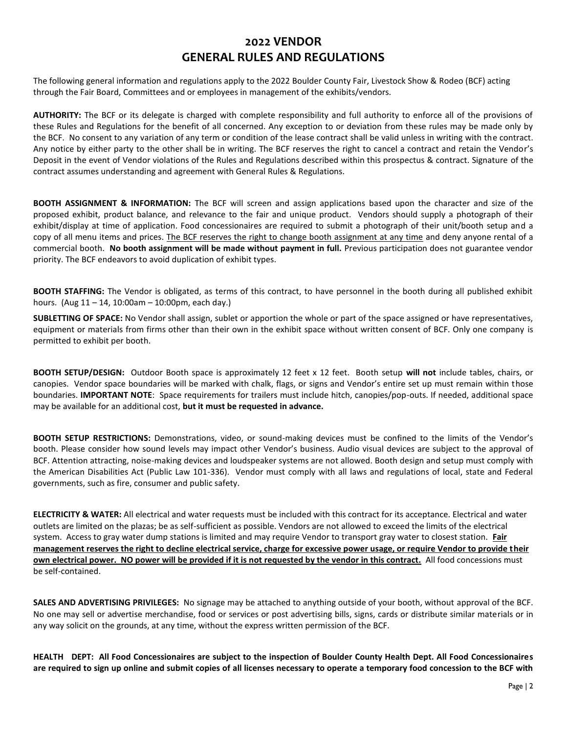# 2022 VENDOR
# GENERAL RULES AND REGULATIONS

The following general information and regulations apply to the 2022 Boulder County Fair, Livestock Show & Rodeo (BCF) acting through the Fair Board, Committees and or employees in management of the exhibits/vendors.

**AUTHORITY:** The BCF or its delegate is charged with complete responsibility and full authority to enforce all of the provisions of these Rules and Regulations for the benefit of all concerned. Any exception to or deviation from these rules may be made only by the BCF. No consent to any variation of any term or condition of the lease contract shall be valid unless in writing with the contract. Any notice by either party to the other shall be in writing. The BCF reserves the right to cancel a contract and retain the Vendor's Deposit in the event of Vendor violations of the Rules and Regulations described within this prospectus & contract. Signature of the contract assumes understanding and agreement with General Rules & Regulations.

**BOOTH ASSIGNMENT & INFORMATION:** The BCF will screen and assign applications based upon the character and size of the proposed exhibit, product balance, and relevance to the fair and unique product. Vendors should supply a photograph of their exhibit/display at time of application. Food concessionaires are required to submit a photograph of their unit/booth setup and a copy of all menu items and prices. <u>The BCF reserves the right to change booth assignment at any time</u> and deny anyone rental of a commercial booth. **No booth assignment will be made without payment in full.** Previous participation does not guarantee vendor priority. The BCF endeavors to avoid duplication of exhibit types.

**BOOTH STAFFING:** The Vendor is obligated, as terms of this contract, to have personnel in the booth during all published exhibit hours. (Aug 11 – 14, 10:00am – 10:00pm, each day.)

**SUBLETTING OF SPACE:** No Vendor shall assign, sublet or apportion the whole or part of the space assigned or have representatives, equipment or materials from firms other than their own in the exhibit space without written consent of BCF. Only one company is permitted to exhibit per booth.

**BOOTH SETUP/DESIGN:** Outdoor Booth space is approximately 12 feet x 12 feet. Booth setup **will not** include tables, chairs, or canopies. Vendor space boundaries will be marked with chalk, flags, or signs and Vendor's entire set up must remain within those boundaries. **IMPORTANT NOTE**: Space requirements for trailers must include hitch, canopies/pop-outs. If needed, additional space may be available for an additional cost, **but it must be requested in advance.**

**BOOTH SETUP RESTRICTIONS:** Demonstrations, video, or sound-making devices must be confined to the limits of the Vendor's booth. Please consider how sound levels may impact other Vendor's business. Audio visual devices are subject to the approval of BCF. Attention attracting, noise-making devices and loudspeaker systems are not allowed. Booth design and setup must comply with the American Disabilities Act (Public Law 101-336). Vendor must comply with all laws and regulations of local, state and Federal governments, such as fire, consumer and public safety.

**ELECTRICITY & WATER:** All electrical and water requests must be included with this contract for its acceptance. Electrical and water outlets are limited on the plazas; be as self-sufficient as possible. Vendors are not allowed to exceed the limits of the electrical system. Access to gray water dump stations is limited and may require Vendor to transport gray water to closest station. <u>**Fair management reserves the right to decline electrical service, charge for excessive power usage, or require Vendor to provide their own electrical power. NO power will be provided if it is not requested by the vendor in this contract.**</u> All food concessions must be self-contained.

**SALES AND ADVERTISING PRIVILEGES:** No signage may be attached to anything outside of your booth, without approval of the BCF. No one may sell or advertise merchandise, food or services or post advertising bills, signs, cards or distribute similar materials or in any way solicit on the grounds, at any time, without the express written permission of the BCF.

**HEALTH DEPT: All Food Concessionaires are subject to the inspection of Boulder County Health Dept. All Food Concessionaires are required to sign up online and submit copies of all licenses necessary to operate a temporary food concession to the BCF with**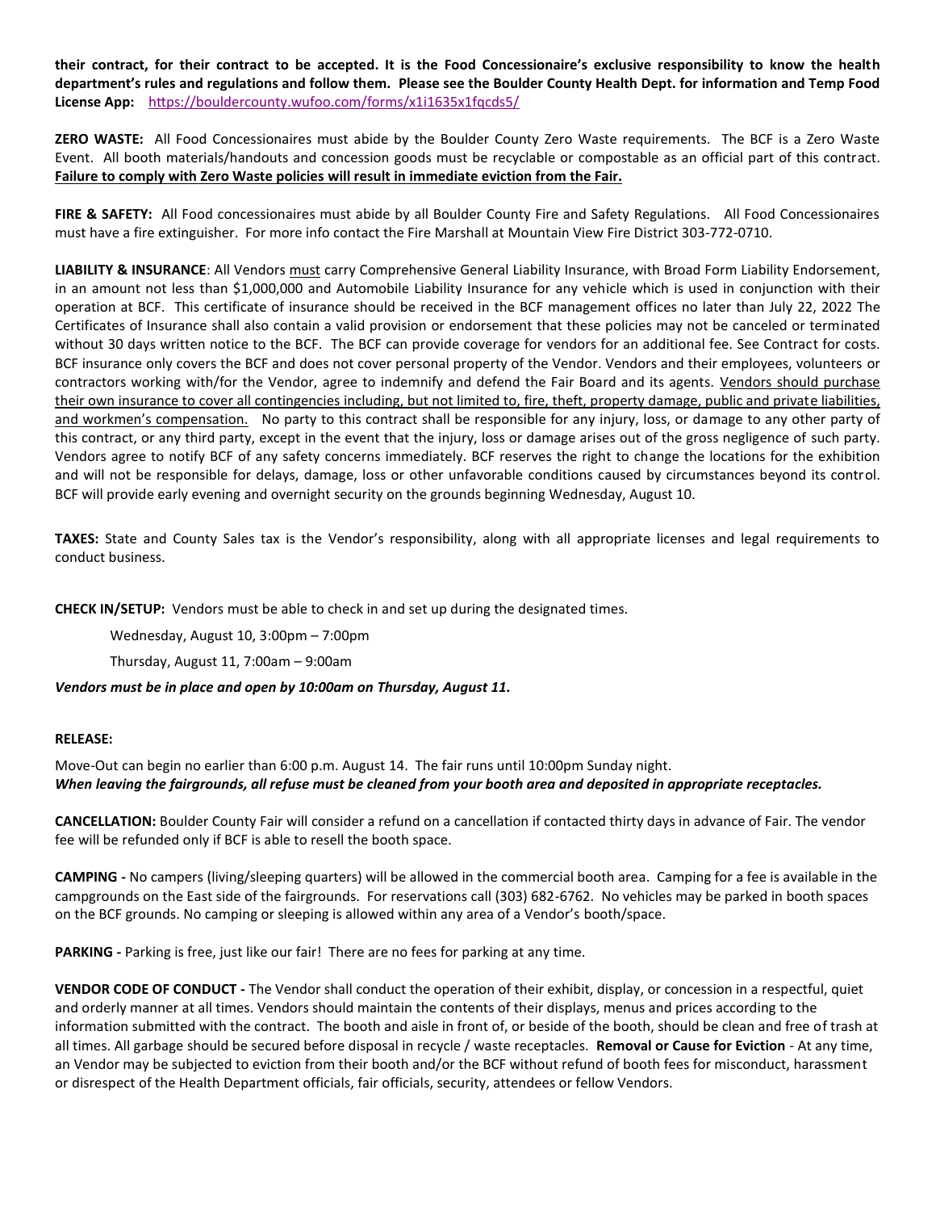**their contract, for their contract to be accepted. It is the Food Concessionaire's exclusive responsibility to know the health department's rules and regulations and follow them. Please see the Boulder County Health Dept. for information and Temp Food License App:** https://bouldercounty.wufoo.com/forms/x1i1635x1fqcds5/

**ZERO WASTE:** All Food Concessionaires must abide by the Boulder County Zero Waste requirements. The BCF is a Zero Waste Event. All booth materials/handouts and concession goods must be recyclable or compostable as an official part of this contract. **Failure to comply with Zero Waste policies will result in immediate eviction from the Fair.**

**FIRE & SAFETY:** All Food concessionaires must abide by all Boulder County Fire and Safety Regulations. All Food Concessionaires must have a fire extinguisher. For more info contact the Fire Marshall at Mountain View Fire District 303-772-0710.

**LIABILITY & INSURANCE**: All Vendors must carry Comprehensive General Liability Insurance, with Broad Form Liability Endorsement, in an amount not less than $1,000,000 and Automobile Liability Insurance for any vehicle which is used in conjunction with their operation at BCF. This certificate of insurance should be received in the BCF management offices no later than July 22, 2022 The Certificates of Insurance shall also contain a valid provision or endorsement that these policies may not be canceled or terminated without 30 days written notice to the BCF. The BCF can provide coverage for vendors for an additional fee. See Contract for costs. BCF insurance only covers the BCF and does not cover personal property of the Vendor. Vendors and their employees, volunteers or contractors working with/for the Vendor, agree to indemnify and defend the Fair Board and its agents. Vendors should purchase their own insurance to cover all contingencies including, but not limited to, fire, theft, property damage, public and private liabilities, and workmen's compensation. No party to this contract shall be responsible for any injury, loss, or damage to any other party of this contract, or any third party, except in the event that the injury, loss or damage arises out of the gross negligence of such party. Vendors agree to notify BCF of any safety concerns immediately. BCF reserves the right to change the locations for the exhibition and will not be responsible for delays, damage, loss or other unfavorable conditions caused by circumstances beyond its control. BCF will provide early evening and overnight security on the grounds beginning Wednesday, August 10.

**TAXES:** State and County Sales tax is the Vendor's responsibility, along with all appropriate licenses and legal requirements to conduct business.

**CHECK IN/SETUP:** Vendors must be able to check in and set up during the designated times.

Wednesday, August 10, 3:00pm – 7:00pm

Thursday, August 11, 7:00am – 9:00am

***Vendors must be in place and open by 10:00am on Thursday, August 11.***

**RELEASE:**

Move-Out can begin no earlier than 6:00 p.m. August 14. The fair runs until 10:00pm Sunday night.
***When leaving the fairgrounds, all refuse must be cleaned from your booth area and deposited in appropriate receptacles.***

**CANCELLATION:** Boulder County Fair will consider a refund on a cancellation if contacted thirty days in advance of Fair. The vendor fee will be refunded only if BCF is able to resell the booth space.

**CAMPING -** No campers (living/sleeping quarters) will be allowed in the commercial booth area. Camping for a fee is available in the campgrounds on the East side of the fairgrounds. For reservations call (303) 682-6762. No vehicles may be parked in booth spaces on the BCF grounds. No camping or sleeping is allowed within any area of a Vendor's booth/space.

**PARKING -** Parking is free, just like our fair! There are no fees for parking at any time.

**VENDOR CODE OF CONDUCT -** The Vendor shall conduct the operation of their exhibit, display, or concession in a respectful, quiet and orderly manner at all times. Vendors should maintain the contents of their displays, menus and prices according to the information submitted with the contract. The booth and aisle in front of, or beside of the booth, should be clean and free of trash at all times. All garbage should be secured before disposal in recycle / waste receptacles. **Removal or Cause for Eviction** - At any time, an Vendor may be subjected to eviction from their booth and/or the BCF without refund of booth fees for misconduct, harassment or disrespect of the Health Department officials, fair officials, security, attendees or fellow Vendors.